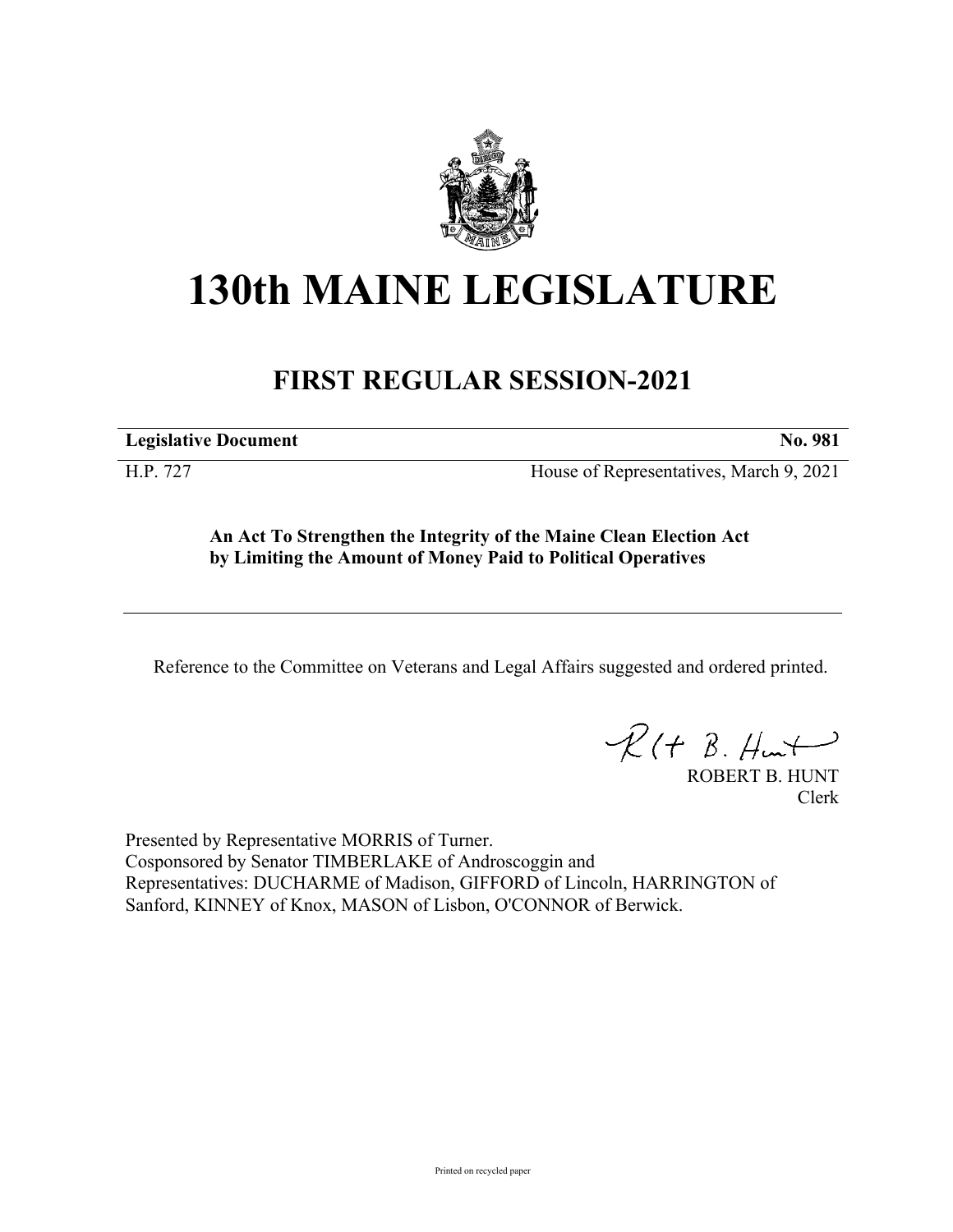# 130th MAINE LEGISLATURE

## FIRST REGULAR SESSION-2021

| **Legislative Document** | **No. 981** |
|---|---|
| H.P. 727 | House of Representatives, March 9, 2021 |

**An Act To Strengthen the Integrity of the Maine Clean Election Act by Limiting the Amount of Money Paid to Political Operatives**

Reference to the Committee on Veterans and Legal Affairs suggested and ordered printed.

ROBERT B. HUNT
Clerk

Presented by Representative MORRIS of Turner.
Cosponsored by Senator TIMBERLAKE of Androscoggin and
Representatives: DUCHARME of Madison, GIFFORD of Lincoln, HARRINGTON of Sanford, KINNEY of Knox, MASON of Lisbon, O'CONNOR of Berwick.

Printed on recycled paper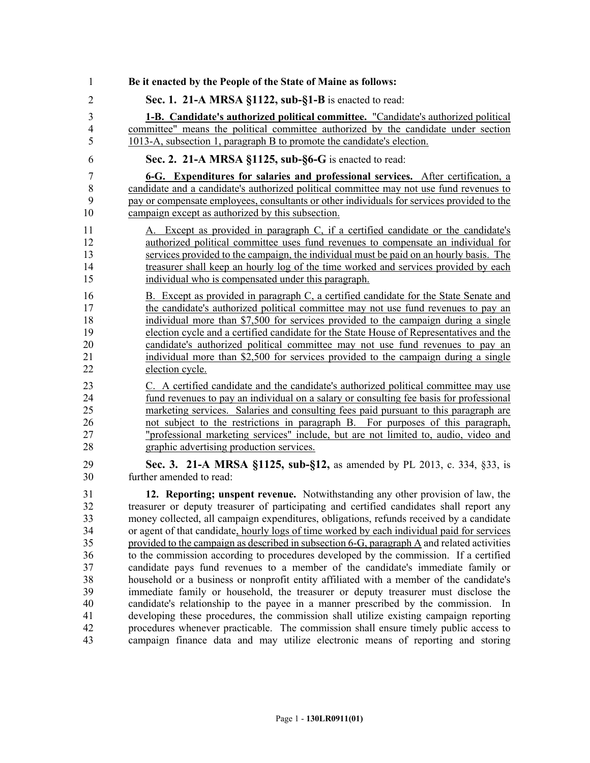**Be it enacted by the People of the State of Maine as follows:**

**Sec. 1. 21-A MRSA §1122, sub-§1-B** is enacted to read:

**1-B. Candidate's authorized political committee.** "Candidate's authorized political committee" means the political committee authorized by the candidate under section 1013-A, subsection 1, paragraph B to promote the candidate's election.

**Sec. 2. 21-A MRSA §1125, sub-§6-G** is enacted to read:

**6-G. Expenditures for salaries and professional services.** After certification, a candidate and a candidate's authorized political committee may not use fund revenues to pay or compensate employees, consultants or other individuals for services provided to the campaign except as authorized by this subsection.

A. Except as provided in paragraph C, if a certified candidate or the candidate's authorized political committee uses fund revenues to compensate an individual for services provided to the campaign, the individual must be paid on an hourly basis. The treasurer shall keep an hourly log of the time worked and services provided by each individual who is compensated under this paragraph.

B. Except as provided in paragraph C, a certified candidate for the State Senate and the candidate's authorized political committee may not use fund revenues to pay an individual more than $7,500 for services provided to the campaign during a single election cycle and a certified candidate for the State House of Representatives and the candidate's authorized political committee may not use fund revenues to pay an individual more than $2,500 for services provided to the campaign during a single election cycle.

C. A certified candidate and the candidate's authorized political committee may use fund revenues to pay an individual on a salary or consulting fee basis for professional marketing services. Salaries and consulting fees paid pursuant to this paragraph are not subject to the restrictions in paragraph B. For purposes of this paragraph, "professional marketing services" include, but are not limited to, audio, video and graphic advertising production services.

**Sec. 3. 21-A MRSA §1125, sub-§12,** as amended by PL 2013, c. 334, §33, is further amended to read:

**12. Reporting; unspent revenue.** Notwithstanding any other provision of law, the treasurer or deputy treasurer of participating and certified candidates shall report any money collected, all campaign expenditures, obligations, refunds received by a candidate or agent of that candidate, hourly logs of time worked by each individual paid for services provided to the campaign as described in subsection 6-G, paragraph A and related activities to the commission according to procedures developed by the commission. If a certified candidate pays fund revenues to a member of the candidate's immediate family or household or a business or nonprofit entity affiliated with a member of the candidate's immediate family or household, the treasurer or deputy treasurer must disclose the candidate's relationship to the payee in a manner prescribed by the commission. In developing these procedures, the commission shall utilize existing campaign reporting procedures whenever practicable. The commission shall ensure timely public access to campaign finance data and may utilize electronic means of reporting and storing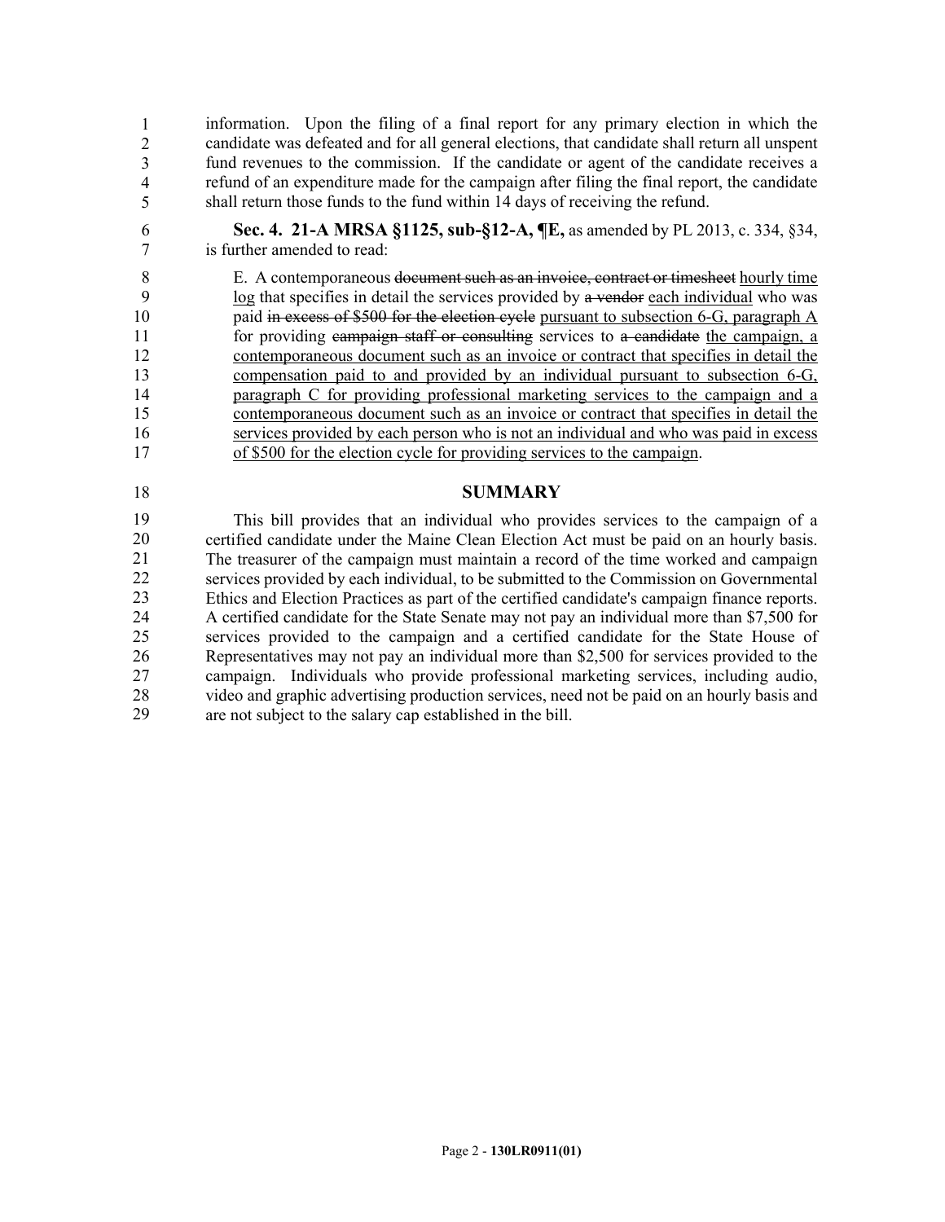information. Upon the filing of a final report for any primary election in which the candidate was defeated and for all general elections, that candidate shall return all unspent fund revenues to the commission. If the candidate or agent of the candidate receives a refund of an expenditure made for the campaign after filing the final report, the candidate shall return those funds to the fund within 14 days of receiving the refund.

**Sec. 4. 21-A MRSA §1125, sub-§12-A, ¶E,** as amended by PL 2013, c. 334, §34, is further amended to read:

E. A contemporaneous ~~document such as an invoice, contract or timesheet~~ hourly time log that specifies in detail the services provided by ~~a vendor~~ each individual who was paid ~~in excess of \$500 for the election cycle~~ pursuant to subsection 6-G, paragraph A for providing ~~campaign staff or consulting~~ services to ~~a candidate~~ the campaign, a contemporaneous document such as an invoice or contract that specifies in detail the compensation paid to and provided by an individual pursuant to subsection 6-G, paragraph C for providing professional marketing services to the campaign and a contemporaneous document such as an invoice or contract that specifies in detail the services provided by each person who is not an individual and who was paid in excess of \$500 for the election cycle for providing services to the campaign.

## SUMMARY

This bill provides that an individual who provides services to the campaign of a certified candidate under the Maine Clean Election Act must be paid on an hourly basis. The treasurer of the campaign must maintain a record of the time worked and campaign services provided by each individual, to be submitted to the Commission on Governmental Ethics and Election Practices as part of the certified candidate's campaign finance reports. A certified candidate for the State Senate may not pay an individual more than \$7,500 for services provided to the campaign and a certified candidate for the State House of Representatives may not pay an individual more than \$2,500 for services provided to the campaign. Individuals who provide professional marketing services, including audio, video and graphic advertising production services, need not be paid on an hourly basis and are not subject to the salary cap established in the bill.